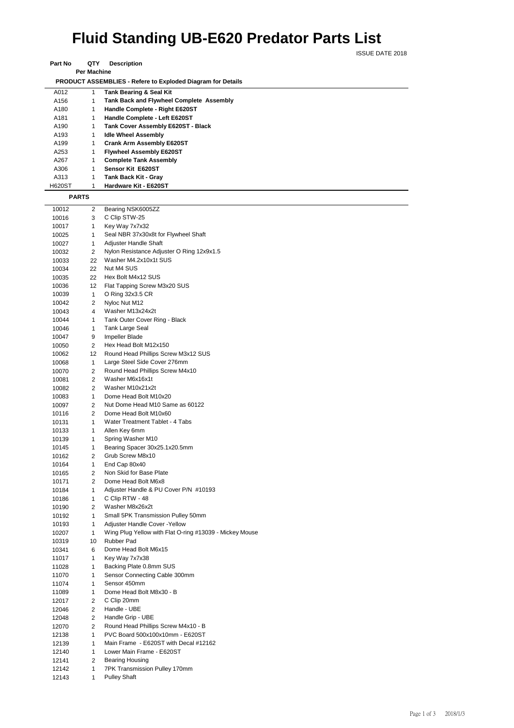# Fluid Standing UB-E620 Predator Parts List

ISSUE DATE 2018

| Part No | QTY Per Machine | Description |
|---|---|---|
| | | **PRODUCT ASSEMBLIES - Refere to Exploded Diagram for Details** |
| A012 | 1 | **Tank Bearing & Seal Kit** |
| A156 | 1 | **Tank Back and Flywheel Complete Assembly** |
| A180 | 1 | **Handle Complete - Right E620ST** |
| A181 | 1 | **Handle Complete - Left E620ST** |
| A190 | 1 | **Tank Cover Assembly E620ST - Black** |
| A193 | 1 | **Idle Wheel Assembly** |
| A199 | 1 | **Crank Arm Assembly E620ST** |
| A253 | 1 | **Flywheel Assembly E620ST** |
| A267 | 1 | **Complete Tank Assembly** |
| A306 | 1 | **Sensor Kit E620ST** |
| A313 | 1 | **Tank Back Kit - Gray** |
| H620ST | 1 | **Hardware Kit - E620ST** |
| **PARTS** | | |
| 10012 | 2 | Bearing NSK6005ZZ |
| 10016 | 3 | C Clip STW-25 |
| 10017 | 1 | Key Way 7x7x32 |
| 10025 | 1 | Seal NBR 37x30x8t for Flywheel Shaft |
| 10027 | 1 | Adjuster Handle Shaft |
| 10032 | 2 | Nylon Resistance Adjuster O Ring 12x9x1.5 |
| 10033 | 22 | Washer M4.2x10x1t SUS |
| 10034 | 22 | Nut M4 SUS |
| 10035 | 22 | Hex Bolt M4x12 SUS |
| 10036 | 12 | Flat Tapping Screw M3x20 SUS |
| 10039 | 1 | O Ring 32x3.5 CR |
| 10042 | 2 | Nyloc Nut M12 |
| 10043 | 4 | Washer M13x24x2t |
| 10044 | 1 | Tank Outer Cover Ring - Black |
| 10046 | 1 | Tank Large Seal |
| 10047 | 9 | Impeller Blade |
| 10050 | 2 | Hex Head Bolt M12x150 |
| 10062 | 12 | Round Head Phillips Screw M3x12 SUS |
| 10068 | 1 | Large Steel Side Cover 276mm |
| 10070 | 2 | Round Head Phillips Screw M4x10 |
| 10081 | 2 | Washer M6x16x1t |
| 10082 | 2 | Washer M10x21x2t |
| 10083 | 1 | Dome Head Bolt M10x20 |
| 10097 | 2 | Nut Dome Head M10 Same as 60122 |
| 10116 | 2 | Dome Head Bolt M10x60 |
| 10131 | 1 | Water Treatment Tablet - 4 Tabs |
| 10133 | 1 | Allen Key 6mm |
| 10139 | 1 | Spring Washer M10 |
| 10145 | 1 | Bearing Spacer 30x25.1x20.5mm |
| 10162 | 2 | Grub Screw M8x10 |
| 10164 | 1 | End Cap 80x40 |
| 10165 | 2 | Non Skid for Base Plate |
| 10171 | 2 | Dome Head Bolt M6x8 |
| 10184 | 1 | Adjuster Handle & PU Cover P/N #10193 |
| 10186 | 1 | C Clip RTW - 48 |
| 10190 | 2 | Washer M8x26x2t |
| 10192 | 1 | Small 5PK Transmission Pulley 50mm |
| 10193 | 1 | Adjuster Handle Cover -Yellow |
| 10207 | 1 | Wing Plug Yellow with Flat O-ring #13039 - Mickey Mouse |
| 10319 | 10 | Rubber Pad |
| 10341 | 6 | Dome Head Bolt M6x15 |
| 11017 | 1 | Key Way 7x7x38 |
| 11028 | 1 | Backing Plate 0.8mm SUS |
| 11070 | 1 | Sensor Connecting Cable 300mm |
| 11074 | 1 | Sensor 450mm |
| 11089 | 1 | Dome Head Bolt M8x30 - B |
| 12017 | 2 | C Clip 20mm |
| 12046 | 2 | Handle - UBE |
| 12048 | 2 | Handle Grip - UBE |
| 12070 | 2 | Round Head Phillips Screw M4x10 - B |
| 12138 | 1 | PVC Board 500x100x10mm - E620ST |
| 12139 | 1 | Main Frame - E620ST with Decal #12162 |
| 12140 | 1 | Lower Main Frame - E620ST |
| 12141 | 2 | Bearing Housing |
| 12142 | 1 | 7PK Transmission Pulley 170mm |
| 12143 | 1 | Pulley Shaft |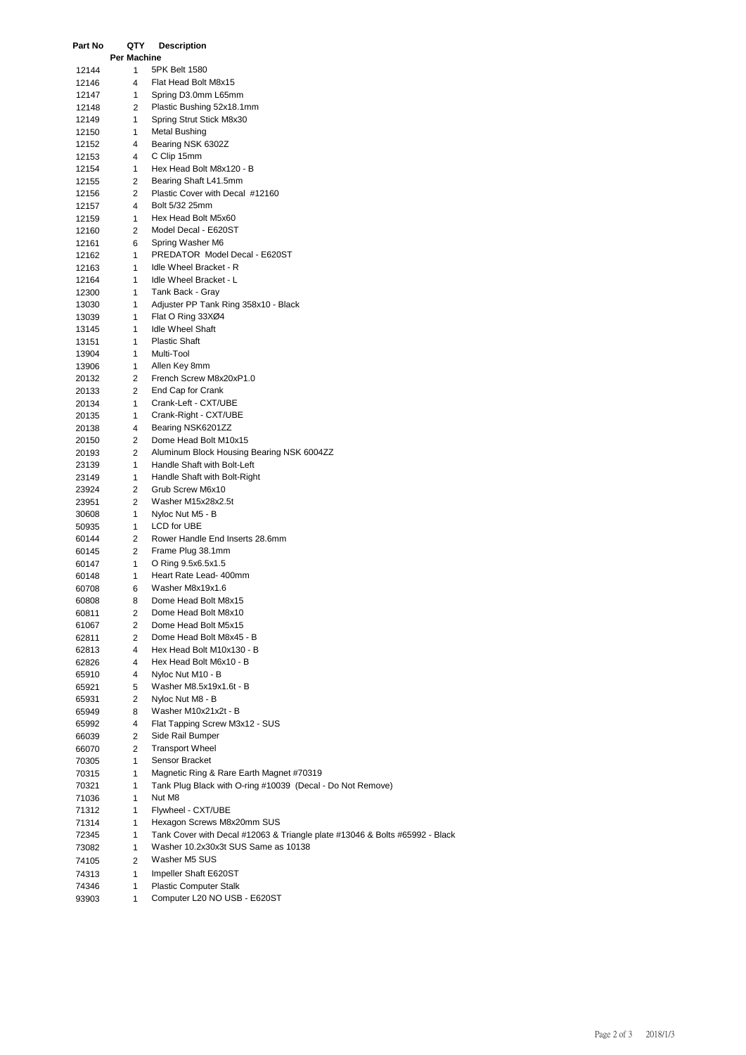| Part No | QTY Per Machine | Description |
|---|---|---|
| 12144 | 1 | 5PK Belt 1580 |
| 12146 | 4 | Flat Head Bolt M8x15 |
| 12147 | 1 | Spring D3.0mm L65mm |
| 12148 | 2 | Plastic Bushing 52x18.1mm |
| 12149 | 1 | Spring Strut Stick M8x30 |
| 12150 | 1 | Metal Bushing |
| 12152 | 4 | Bearing NSK 6302Z |
| 12153 | 4 | C Clip 15mm |
| 12154 | 1 | Hex Head Bolt M8x120 - B |
| 12155 | 2 | Bearing Shaft L41.5mm |
| 12156 | 2 | Plastic Cover with Decal #12160 |
| 12157 | 4 | Bolt 5/32 25mm |
| 12159 | 1 | Hex Head Bolt M5x60 |
| 12160 | 2 | Model Decal - E620ST |
| 12161 | 6 | Spring Washer M6 |
| 12162 | 1 | PREDATOR Model Decal - E620ST |
| 12163 | 1 | Idle Wheel Bracket - R |
| 12164 | 1 | Idle Wheel Bracket - L |
| 12300 | 1 | Tank Back - Gray |
| 13030 | 1 | Adjuster PP Tank Ring 358x10 - Black |
| 13039 | 1 | Flat O Ring 33XØ4 |
| 13145 | 1 | Idle Wheel Shaft |
| 13151 | 1 | Plastic Shaft |
| 13904 | 1 | Multi-Tool |
| 13906 | 1 | Allen Key 8mm |
| 20132 | 2 | French Screw M8x20xP1.0 |
| 20133 | 2 | End Cap for Crank |
| 20134 | 1 | Crank-Left - CXT/UBE |
| 20135 | 1 | Crank-Right - CXT/UBE |
| 20138 | 4 | Bearing NSK6201ZZ |
| 20150 | 2 | Dome Head Bolt M10x15 |
| 20193 | 2 | Aluminum Block Housing Bearing NSK 6004ZZ |
| 23139 | 1 | Handle Shaft with Bolt-Left |
| 23149 | 1 | Handle Shaft with Bolt-Right |
| 23924 | 2 | Grub Screw M6x10 |
| 23951 | 2 | Washer M15x28x2.5t |
| 30608 | 1 | Nyloc Nut M5 - B |
| 50935 | 1 | LCD for UBE |
| 60144 | 2 | Rower Handle End Inserts 28.6mm |
| 60145 | 2 | Frame Plug 38.1mm |
| 60147 | 1 | O Ring 9.5x6.5x1.5 |
| 60148 | 1 | Heart Rate Lead- 400mm |
| 60708 | 6 | Washer M8x19x1.6 |
| 60808 | 8 | Dome Head Bolt M8x15 |
| 60811 | 2 | Dome Head Bolt M8x10 |
| 61067 | 2 | Dome Head Bolt M5x15 |
| 62811 | 2 | Dome Head Bolt M8x45 - B |
| 62813 | 4 | Hex Head Bolt M10x130 - B |
| 62826 | 4 | Hex Head Bolt M6x10 - B |
| 65910 | 4 | Nyloc Nut M10 - B |
| 65921 | 5 | Washer M8.5x19x1.6t - B |
| 65931 | 2 | Nyloc Nut M8 - B |
| 65949 | 8 | Washer M10x21x2t - B |
| 65992 | 4 | Flat Tapping Screw M3x12 - SUS |
| 66039 | 2 | Side Rail Bumper |
| 66070 | 2 | Transport Wheel |
| 70305 | 1 | Sensor Bracket |
| 70315 | 1 | Magnetic Ring & Rare Earth Magnet #70319 |
| 70321 | 1 | Tank Plug Black with O-ring #10039 (Decal - Do Not Remove) |
| 71036 | 1 | Nut M8 |
| 71312 | 1 | Flywheel - CXT/UBE |
| 71314 | 1 | Hexagon Screws M8x20mm SUS |
| 72345 | 1 | Tank Cover with Decal #12063 & Triangle plate #13046 & Bolts #65992 - Black |
| 73082 | 1 | Washer 10.2x30x3t SUS Same as 10138 |
| 74105 | 2 | Washer M5 SUS |
| 74313 | 1 | Impeller Shaft E620ST |
| 74346 | 1 | Plastic Computer Stalk |
| 93903 | 1 | Computer L20 NO USB - E620ST |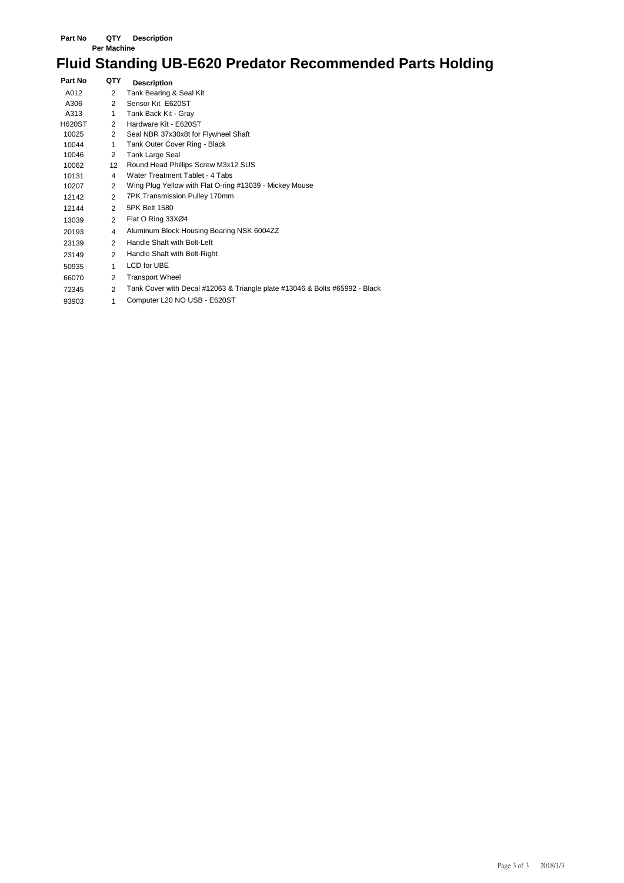# Fluid Standing UB-E620 Predator Recommended Parts Holding

| Part No | QTY | Description |
| --- | --- | --- |
| A012 | 2 | Tank Bearing & Seal Kit |
| A306 | 2 | Sensor Kit E620ST |
| A313 | 1 | Tank Back Kit - Gray |
| H620ST | 2 | Hardware Kit - E620ST |
| 10025 | 2 | Seal NBR 37x30x8t for Flywheel Shaft |
| 10044 | 1 | Tank Outer Cover Ring - Black |
| 10046 | 2 | Tank Large Seal |
| 10062 | 12 | Round Head Phillips Screw M3x12 SUS |
| 10131 | 4 | Water Treatment Tablet - 4 Tabs |
| 10207 | 2 | Wing Plug Yellow with Flat O-ring #13039 - Mickey Mouse |
| 12142 | 2 | 7PK Transmission Pulley 170mm |
| 12144 | 2 | 5PK Belt 1580 |
| 13039 | 2 | Flat O Ring 33XØ4 |
| 20193 | 4 | Aluminum Block Housing Bearing NSK 6004ZZ |
| 23139 | 2 | Handle Shaft with Bolt-Left |
| 23149 | 2 | Handle Shaft with Bolt-Right |
| 50935 | 1 | LCD for UBE |
| 66070 | 2 | Transport Wheel |
| 72345 | 2 | Tank Cover with Decal #12063 & Triangle plate #13046 & Bolts #65992 - Black |
| 93903 | 1 | Computer L20 NO USB - E620ST |